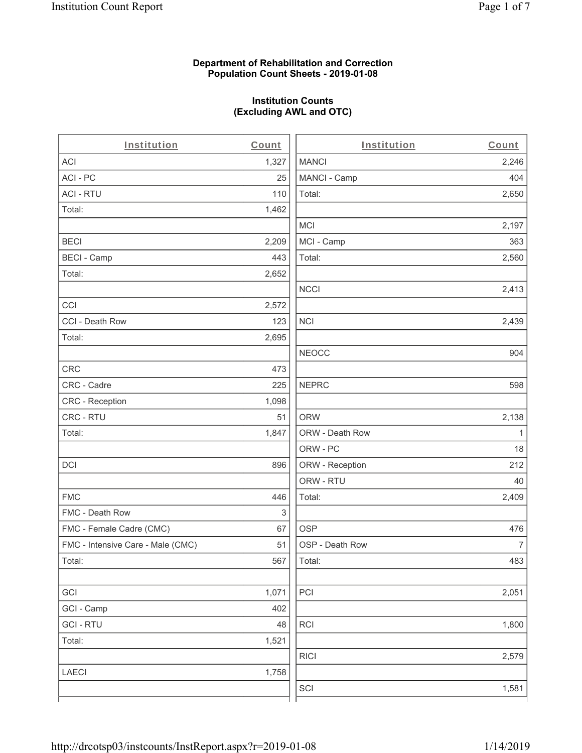**Department of Rehabilitation and Correction**
**Population Count Sheets - 2019-01-08**

**Institution Counts**
**(Excluding AWL and OTC)**

| Institution | Count |
|---|---|
| ACI | 1,327 |
| ACI - PC | 25 |
| ACI - RTU | 110 |
| Total: | 1,462 |
| | |
| BECI | 2,209 |
| BECI - Camp | 443 |
| Total: | 2,652 |
| | |
| CCI | 2,572 |
| CCI - Death Row | 123 |
| Total: | 2,695 |
| | |
| CRC | 473 |
| CRC - Cadre | 225 |
| CRC - Reception | 1,098 |
| CRC - RTU | 51 |
| Total: | 1,847 |
| | |
| DCI | 896 |
| | |
| FMC | 446 |
| FMC - Death Row | 3 |
| FMC - Female Cadre (CMC) | 67 |
| FMC - Intensive Care - Male (CMC) | 51 |
| Total: | 567 |
| | |
| GCI | 1,071 |
| GCI - Camp | 402 |
| GCI - RTU | 48 |
| Total: | 1,521 |
| | |
| LAECI | 1,758 |
| | |

| Institution | Count |
|---|---|
| MANCI | 2,246 |
| MANCI - Camp | 404 |
| Total: | 2,650 |
| | |
| MCI | 2,197 |
| MCI - Camp | 363 |
| Total: | 2,560 |
| | |
| NCCI | 2,413 |
| | |
| NCI | 2,439 |
| | |
| NEOCC | 904 |
| | |
| NEPRC | 598 |
| | |
| ORW | 2,138 |
| ORW - Death Row | 1 |
| ORW - PC | 18 |
| ORW - Reception | 212 |
| ORW - RTU | 40 |
| Total: | 2,409 |
| | |
| OSP | 476 |
| OSP - Death Row | 7 |
| Total: | 483 |
| | |
| PCI | 2,051 |
| | |
| RCI | 1,800 |
| | |
| RICI | 2,579 |
| | |
| SCI | 1,581 |
| | |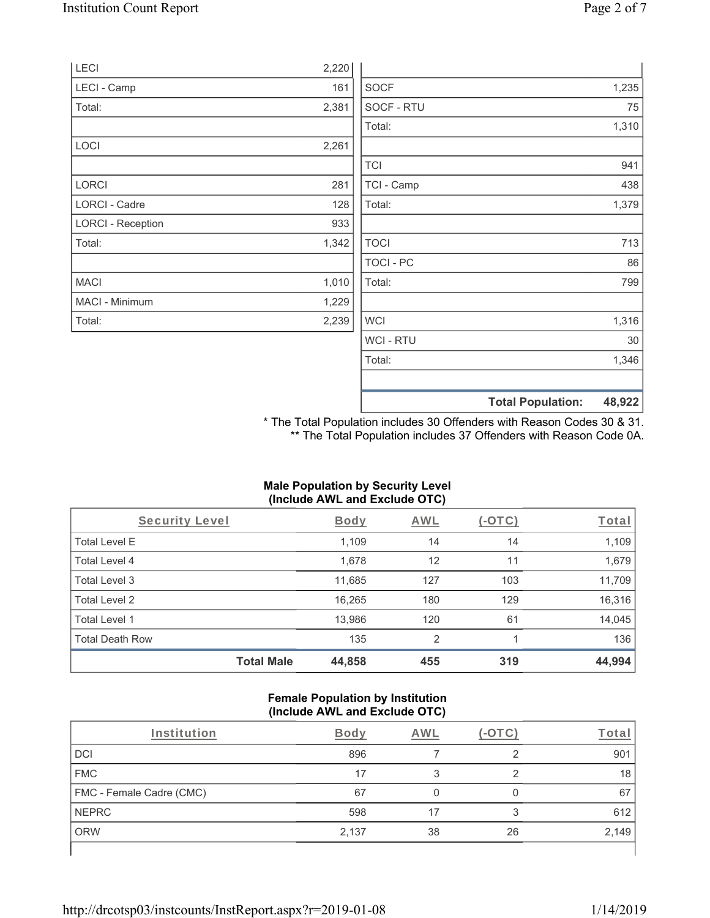| | |
|---|---|
| LECI | 2,220 |
| LECI - Camp | 161 |
| Total: | 2,381 |
| | |
| LOCI | 2,261 |
| | |
| LORCI | 281 |
| LORCI - Cadre | 128 |
| LORCI - Reception | 933 |
| Total: | 1,342 |
| | |
| MACI | 1,010 |
| MACI - Minimum | 1,229 |
| Total: | 2,239 |

| | |
|---|---|
| | |
| SOCF | 1,235 |
| SOCF - RTU | 75 |
| Total: | 1,310 |
| | |
| TCI | 941 |
| TCI - Camp | 438 |
| Total: | 1,379 |
| | |
| TOCI | 713 |
| TOCI - PC | 86 |
| Total: | 799 |
| | |
| WCI | 1,316 |
| WCI - RTU | 30 |
| Total: | 1,346 |
| | |
| **Total Population:** | **48,922** |

\* The Total Population includes 30 Offenders with Reason Codes 30 & 31.
\*\* The Total Population includes 37 Offenders with Reason Code 0A.

**Male Population by Security Level (Include AWL and Exclude OTC)**

| Security Level | Body | AWL | (-OTC) | Total |
|---|---|---|---|---|
| Total Level E | 1,109 | 14 | 14 | 1,109 |
| Total Level 4 | 1,678 | 12 | 11 | 1,679 |
| Total Level 3 | 11,685 | 127 | 103 | 11,709 |
| Total Level 2 | 16,265 | 180 | 129 | 16,316 |
| Total Level 1 | 13,986 | 120 | 61 | 14,045 |
| Total Death Row | 135 | 2 | 1 | 136 |
| **Total Male** | **44,858** | **455** | **319** | **44,994** |

**Female Population by Institution (Include AWL and Exclude OTC)**

| Institution | Body | AWL | (-OTC) | Total |
|---|---|---|---|---|
| DCI | 896 | 7 | 2 | 901 |
| FMC | 17 | 3 | 2 | 18 |
| FMC - Female Cadre (CMC) | 67 | 0 | 0 | 67 |
| NEPRC | 598 | 17 | 3 | 612 |
| ORW | 2,137 | 38 | 26 | 2,149 |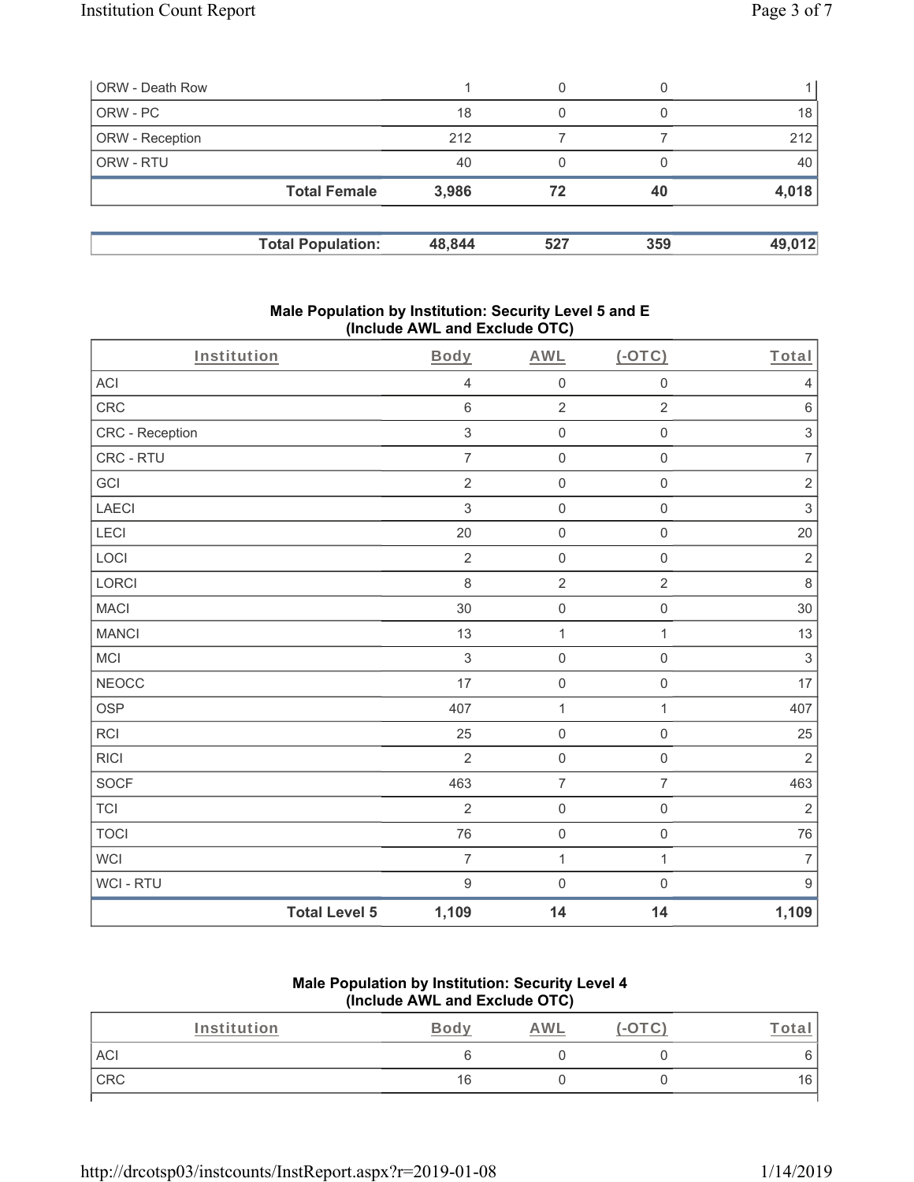| | | | | |
|---|---|---|---|---|
| ORW - Death Row | 1 | 0 | 0 | 1 |
| ORW - PC | 18 | 0 | 0 | 18 |
| ORW - Reception | 212 | 7 | 7 | 212 |
| ORW - RTU | 40 | 0 | 0 | 40 |
| **Total Female** | **3,986** | **72** | **40** | **4,018** |

| | | | | |
|---|---|---|---|---|
| **Total Population:** | **48,844** | **527** | **359** | **49,012** |

### Male Population by Institution: Security Level 5 and E (Include AWL and Exclude OTC)

| Institution | Body | AWL | (-OTC) | Total |
|---|---|---|---|---|
| ACI | 4 | 0 | 0 | 4 |
| CRC | 6 | 2 | 2 | 6 |
| CRC - Reception | 3 | 0 | 0 | 3 |
| CRC - RTU | 7 | 0 | 0 | 7 |
| GCI | 2 | 0 | 0 | 2 |
| LAECI | 3 | 0 | 0 | 3 |
| LECI | 20 | 0 | 0 | 20 |
| LOCI | 2 | 0 | 0 | 2 |
| LORCI | 8 | 2 | 2 | 8 |
| MACI | 30 | 0 | 0 | 30 |
| MANCI | 13 | 1 | 1 | 13 |
| MCI | 3 | 0 | 0 | 3 |
| NEOCC | 17 | 0 | 0 | 17 |
| OSP | 407 | 1 | 1 | 407 |
| RCI | 25 | 0 | 0 | 25 |
| RICI | 2 | 0 | 0 | 2 |
| SOCF | 463 | 7 | 7 | 463 |
| TCI | 2 | 0 | 0 | 2 |
| TOCI | 76 | 0 | 0 | 76 |
| WCI | 7 | 1 | 1 | 7 |
| WCI - RTU | 9 | 0 | 0 | 9 |
| **Total Level 5** | **1,109** | **14** | **14** | **1,109** |

### Male Population by Institution: Security Level 4 (Include AWL and Exclude OTC)

| Institution | Body | AWL | (-OTC) | Total |
|---|---|---|---|---|
| ACI | 6 | 0 | 0 | 6 |
| CRC | 16 | 0 | 0 | 16 |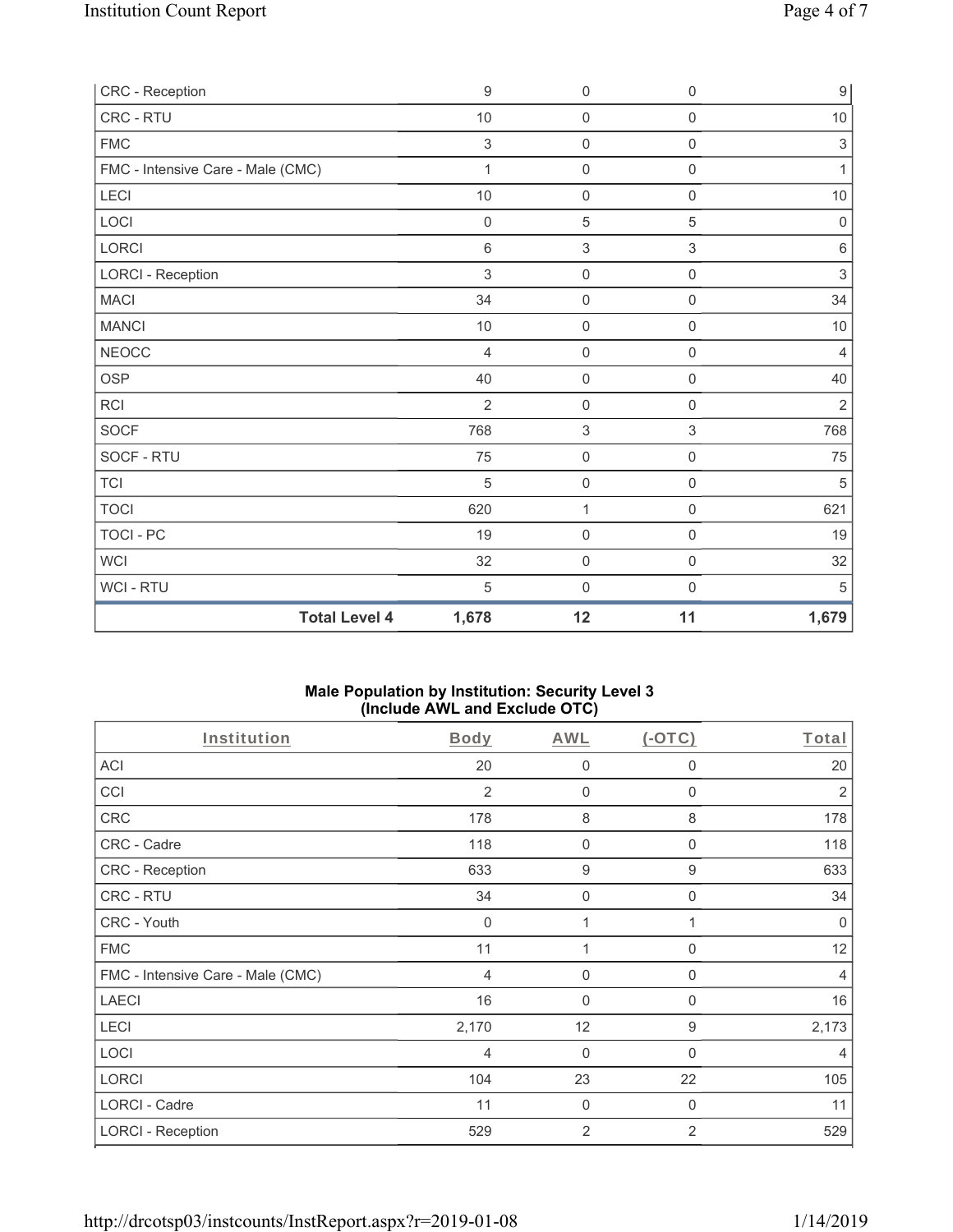| CRC - Reception | 9 | 0 | 0 | 9 |
|---|---|---|---|---|
| CRC - RTU | 10 | 0 | 0 | 10 |
| FMC | 3 | 0 | 0 | 3 |
| FMC - Intensive Care - Male (CMC) | 1 | 0 | 0 | 1 |
| LECI | 10 | 0 | 0 | 10 |
| LOCI | 0 | 5 | 5 | 0 |
| LORCI | 6 | 3 | 3 | 6 |
| LORCI - Reception | 3 | 0 | 0 | 3 |
| MACI | 34 | 0 | 0 | 34 |
| MANCI | 10 | 0 | 0 | 10 |
| NEOCC | 4 | 0 | 0 | 4 |
| OSP | 40 | 0 | 0 | 40 |
| RCI | 2 | 0 | 0 | 2 |
| SOCF | 768 | 3 | 3 | 768 |
| SOCF - RTU | 75 | 0 | 0 | 75 |
| TCI | 5 | 0 | 0 | 5 |
| TOCI | 620 | 1 | 0 | 621 |
| TOCI - PC | 19 | 0 | 0 | 19 |
| WCI | 32 | 0 | 0 | 32 |
| WCI - RTU | 5 | 0 | 0 | 5 |
| **Total Level 4** | **1,678** | **12** | **11** | **1,679** |

**Male Population by Institution: Security Level 3 (Include AWL and Exclude OTC)**

| Institution | Body | AWL | (-OTC) | Total |
|---|---|---|---|---|
| ACI | 20 | 0 | 0 | 20 |
| CCI | 2 | 0 | 0 | 2 |
| CRC | 178 | 8 | 8 | 178 |
| CRC - Cadre | 118 | 0 | 0 | 118 |
| CRC - Reception | 633 | 9 | 9 | 633 |
| CRC - RTU | 34 | 0 | 0 | 34 |
| CRC - Youth | 0 | 1 | 1 | 0 |
| FMC | 11 | 1 | 0 | 12 |
| FMC - Intensive Care - Male (CMC) | 4 | 0 | 0 | 4 |
| LAECI | 16 | 0 | 0 | 16 |
| LECI | 2,170 | 12 | 9 | 2,173 |
| LOCI | 4 | 0 | 0 | 4 |
| LORCI | 104 | 23 | 22 | 105 |
| LORCI - Cadre | 11 | 0 | 0 | 11 |
| LORCI - Reception | 529 | 2 | 2 | 529 |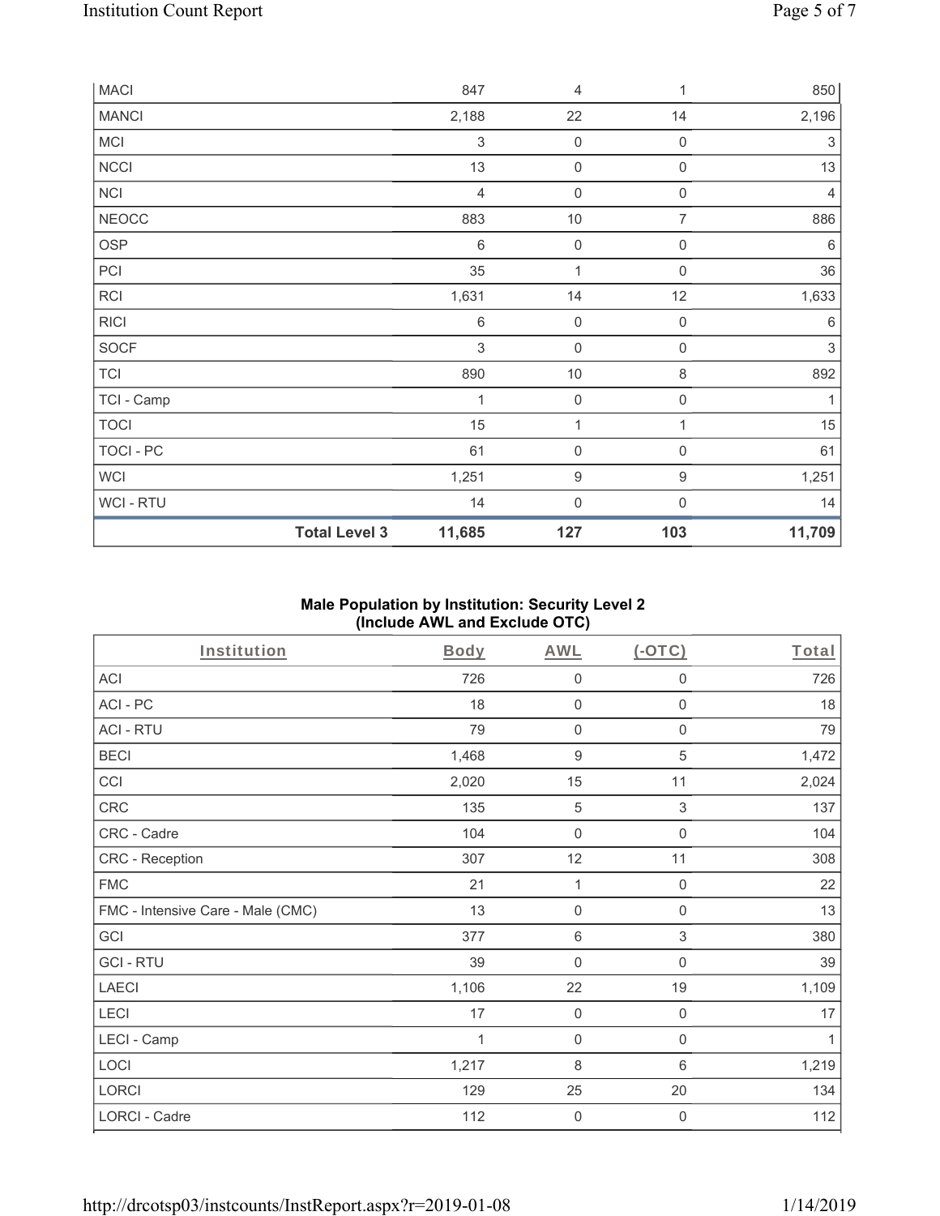| MACI | | 847 | 4 | 1 | 850 |
|---|---|---|---|---|---|
| MANCI | | 2,188 | 22 | 14 | 2,196 |
| MCI | | 3 | 0 | 0 | 3 |
| NCCI | | 13 | 0 | 0 | 13 |
| NCI | | 4 | 0 | 0 | 4 |
| NEOCC | | 883 | 10 | 7 | 886 |
| OSP | | 6 | 0 | 0 | 6 |
| PCI | | 35 | 1 | 0 | 36 |
| RCI | | 1,631 | 14 | 12 | 1,633 |
| RICI | | 6 | 0 | 0 | 6 |
| SOCF | | 3 | 0 | 0 | 3 |
| TCI | | 890 | 10 | 8 | 892 |
| TCI - Camp | | 1 | 0 | 0 | 1 |
| TOCI | | 15 | 1 | 1 | 15 |
| TOCI - PC | | 61 | 0 | 0 | 61 |
| WCI | | 1,251 | 9 | 9 | 1,251 |
| WCI - RTU | | 14 | 0 | 0 | 14 |
| | **Total Level 3** | **11,685** | **127** | **103** | **11,709** |

## Male Population by Institution: Security Level 2 (Include AWL and Exclude OTC)

| Institution | Body | AWL | (-OTC) | Total |
|---|---|---|---|---|
| ACI | 726 | 0 | 0 | 726 |
| ACI - PC | 18 | 0 | 0 | 18 |
| ACI - RTU | 79 | 0 | 0 | 79 |
| BECI | 1,468 | 9 | 5 | 1,472 |
| CCI | 2,020 | 15 | 11 | 2,024 |
| CRC | 135 | 5 | 3 | 137 |
| CRC - Cadre | 104 | 0 | 0 | 104 |
| CRC - Reception | 307 | 12 | 11 | 308 |
| FMC | 21 | 1 | 0 | 22 |
| FMC - Intensive Care - Male (CMC) | 13 | 0 | 0 | 13 |
| GCI | 377 | 6 | 3 | 380 |
| GCI - RTU | 39 | 0 | 0 | 39 |
| LAECI | 1,106 | 22 | 19 | 1,109 |
| LECI | 17 | 0 | 0 | 17 |
| LECI - Camp | 1 | 0 | 0 | 1 |
| LOCI | 1,217 | 8 | 6 | 1,219 |
| LORCI | 129 | 25 | 20 | 134 |
| LORCI - Cadre | 112 | 0 | 0 | 112 |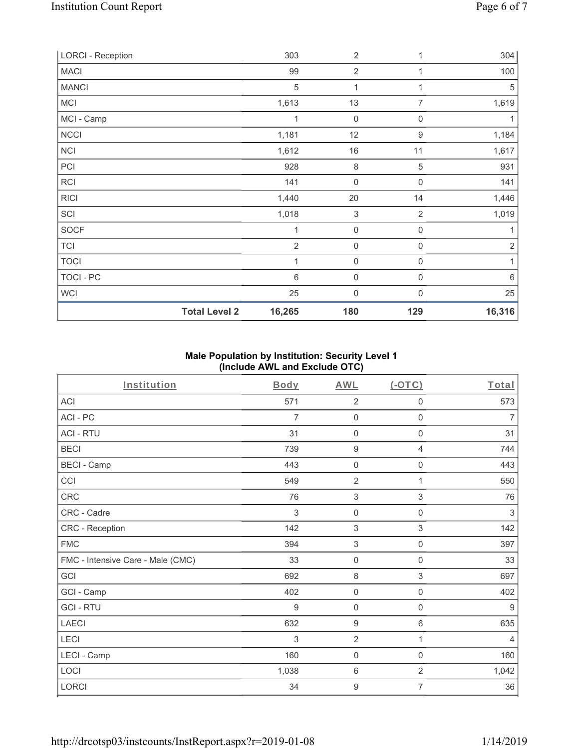| LORCI - Reception | | 303 | 2 | 1 | 304 |
|---|---|---|---|---|---|
| MACI | | 99 | 2 | 1 | 100 |
| MANCI | | 5 | 1 | 1 | 5 |
| MCI | | 1,613 | 13 | 7 | 1,619 |
| MCI - Camp | | 1 | 0 | 0 | 1 |
| NCCI | | 1,181 | 12 | 9 | 1,184 |
| NCI | | 1,612 | 16 | 11 | 1,617 |
| PCI | | 928 | 8 | 5 | 931 |
| RCI | | 141 | 0 | 0 | 141 |
| RICI | | 1,440 | 20 | 14 | 1,446 |
| SCI | | 1,018 | 3 | 2 | 1,019 |
| SOCF | | 1 | 0 | 0 | 1 |
| TCI | | 2 | 0 | 0 | 2 |
| TOCI | | 1 | 0 | 0 | 1 |
| TOCI - PC | | 6 | 0 | 0 | 6 |
| WCI | | 25 | 0 | 0 | 25 |
| | **Total Level 2** | **16,265** | **180** | **129** | **16,316** |

**Male Population by Institution: Security Level 1 (Include AWL and Exclude OTC)**

| Institution | Body | AWL | (-OTC) | Total |
|---|---|---|---|---|
| ACI | 571 | 2 | 0 | 573 |
| ACI - PC | 7 | 0 | 0 | 7 |
| ACI - RTU | 31 | 0 | 0 | 31 |
| BECI | 739 | 9 | 4 | 744 |
| BECI - Camp | 443 | 0 | 0 | 443 |
| CCI | 549 | 2 | 1 | 550 |
| CRC | 76 | 3 | 3 | 76 |
| CRC - Cadre | 3 | 0 | 0 | 3 |
| CRC - Reception | 142 | 3 | 3 | 142 |
| FMC | 394 | 3 | 0 | 397 |
| FMC - Intensive Care - Male (CMC) | 33 | 0 | 0 | 33 |
| GCI | 692 | 8 | 3 | 697 |
| GCI - Camp | 402 | 0 | 0 | 402 |
| GCI - RTU | 9 | 0 | 0 | 9 |
| LAECI | 632 | 9 | 6 | 635 |
| LECI | 3 | 2 | 1 | 4 |
| LECI - Camp | 160 | 0 | 0 | 160 |
| LOCI | 1,038 | 6 | 2 | 1,042 |
| LORCI | 34 | 9 | 7 | 36 |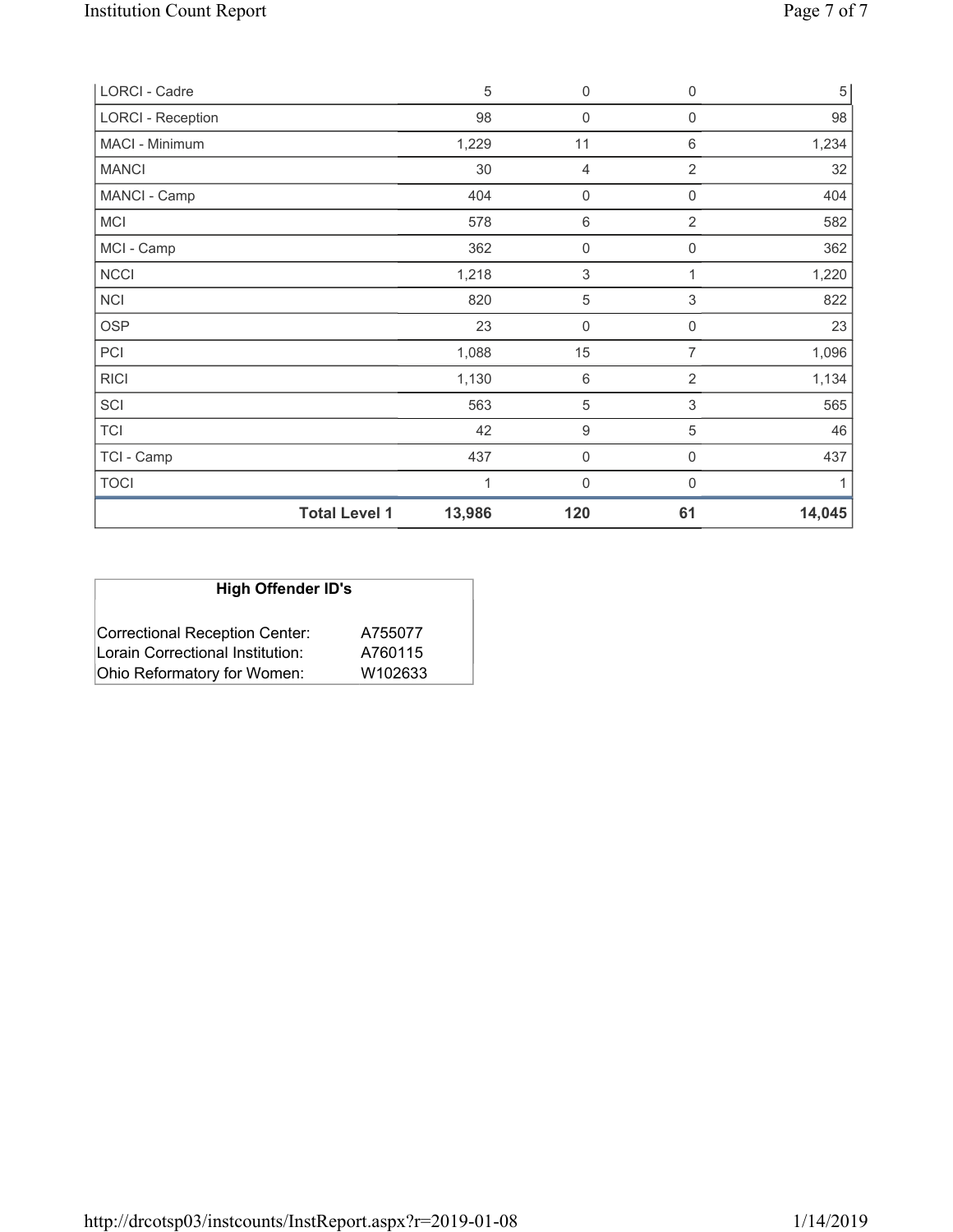| | | | | |
|---|---|---|---|---|
| LORCI - Cadre | 5 | 0 | 0 | 5 |
| LORCI - Reception | 98 | 0 | 0 | 98 |
| MACI - Minimum | 1,229 | 11 | 6 | 1,234 |
| MANCI | 30 | 4 | 2 | 32 |
| MANCI - Camp | 404 | 0 | 0 | 404 |
| MCI | 578 | 6 | 2 | 582 |
| MCI - Camp | 362 | 0 | 0 | 362 |
| NCCI | 1,218 | 3 | 1 | 1,220 |
| NCI | 820 | 5 | 3 | 822 |
| OSP | 23 | 0 | 0 | 23 |
| PCI | 1,088 | 15 | 7 | 1,096 |
| RICI | 1,130 | 6 | 2 | 1,134 |
| SCI | 563 | 5 | 3 | 565 |
| TCI | 42 | 9 | 5 | 46 |
| TCI - Camp | 437 | 0 | 0 | 437 |
| TOCI | 1 | 0 | 0 | 1 |
| **Total Level 1** | **13,986** | **120** | **61** | **14,045** |

| High Offender ID's | |
|---|---|
| Correctional Reception Center: | A755077 |
| Lorain Correctional Institution: | A760115 |
| Ohio Reformatory for Women: | W102633 |